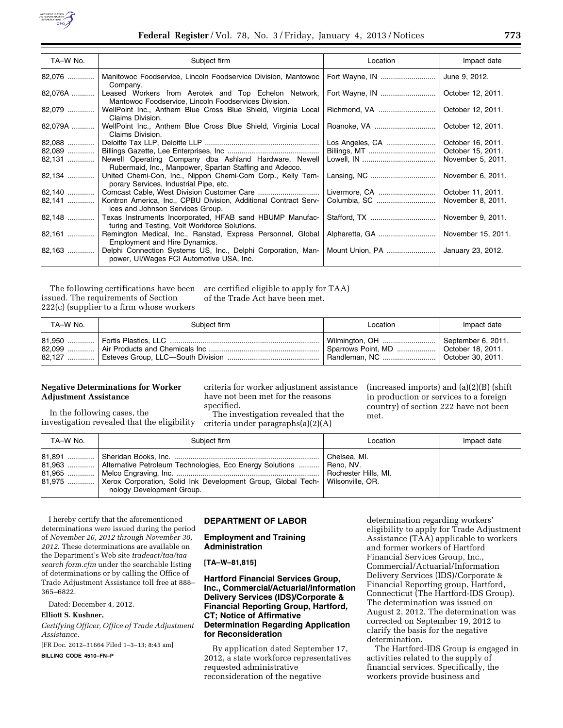| TA–W No. | Subject firm | Location | Impact date |
|---|---|---|---|
| 82,076 | Manitowoc Foodservice, Lincoln Foodservice Division, Mantowoc Company. | Fort Wayne, IN | June 9, 2012. |
| 82,076A | Leased Workers from Aerotek and Top Echelon Network, Mantowoc Foodservice, Lincoln Foodservices Division. | Fort Wayne, IN | October 12, 2011. |
| 82,079 | WellPoint Inc., Anthem Blue Cross Blue Shield, Virginia Local Claims Division. | Richmond, VA | October 12, 2011. |
| 82,079A | WellPoint Inc., Anthem Blue Cross Blue Shield, Virginia Local Claims Division. | Roanoke, VA | October 12, 2011. |
| 82,088 | Deloitte Tax LLP, Deloitte LLP | Los Angeles, CA | October 16, 2011. |
| 82,089 | Billings Gazette, Lee Enterprises, Inc | Billings, MT | October 15, 2011. |
| 82,131 | Newell Operating Company dba Ashland Hardware, Newell Rubermaid, Inc., Manpower, Spartan Staffing and Adecco. | Lowell, IN | November 5, 2011. |
| 82,134 | United Chemi-Con, Inc., Nippon Chemi-Com Corp., Kelly Temporary Services, Industrial Pipe, etc. | Lansing, NC | November 6, 2011. |
| 82,140 | Comcast Cable, West Division Customer Care | Livermore, CA | October 11, 2011. |
| 82,141 | Kontron America, Inc., CPBU Division, Additional Contract Services and Johnson Services Group. | Columbia, SC | November 8, 2011. |
| 82,148 | Texas Instruments Incorporated, HFAB sand HBUMP Manufacturing and Testing, Volt Workforce Solutions. | Stafford, TX | November 9, 2011. |
| 82,161 | Remington Medical, Inc., Ranstad, Express Personnel, Global Employment and Hire Dynamics. | Alpharetta, GA | November 15, 2011. |
| 82,163 | Delphi Connection Systems US, Inc., Delphi Corporation, Manpower, UI/Wages FCI Automotive USA, Inc. | Mount Union, PA | January 23, 2012. |

The following certifications have been issued. The requirements of Section 222(c) (supplier to a firm whose workers are certified eligible to apply for TAA) of the Trade Act have been met.

| TA–W No. | Subject firm | Location | Impact date |
|---|---|---|---|
| 81,950 | Fortis Plastics, LLC | Wilmington, OH | September 6, 2011. |
| 82,099 | Air Products and Chemicals Inc | Sparrows Point, MD | October 18, 2011. |
| 82,127 | Esteves Group, LLC—South Division | Randleman, NC | October 30, 2011. |

**Negative Determinations for Worker Adjustment Assistance**

In the following cases, the investigation revealed that the eligibility criteria for worker adjustment assistance have not been met for the reasons specified.

The investigation revealed that the criteria under paragraphs(a)(2)(A) (increased imports) and (a)(2)(B) (shift in production or services to a foreign country) of section 222 have not been met.

| TA–W No. | Subject firm | Location | Impact date |
|---|---|---|---|
| 81,891 | Sheridan Books, Inc. | Chelsea, MI. | |
| 81,963 | Alternative Petroleum Technologies, Eco Energy Solutions | Reno, NV. | |
| 81,965 | Melco Engraving, Inc. | Rochester Hills, MI. | |
| 81,975 | Xerox Corporation, Solid Ink Development Group, Global Technology Development Group. | Wilsonville, OR. | |

I hereby certify that the aforementioned determinations were issued during the period of *November 26, 2012 through November 30, 2012*. These determinations are available on the Department's Web site *tradeact/taa/taa search form.cfm* under the searchable listing of determinations or by calling the Office of Trade Adjustment Assistance toll free at 888–365–6822.

Dated: December 4, 2012.

**Elliott S. Kushner,**

*Certifying Officer, Office of Trade Adjustment Assistance.*

[FR Doc. 2012–31664 Filed 1–3–13; 8:45 am]

**BILLING CODE 4510–FN–P**

## DEPARTMENT OF LABOR

### Employment and Training Administration

**[TA–W–81,815]**

### Hartford Financial Services Group, Inc., Commercial/Actuarial/Information Delivery Services (IDS)/Corporate & Financial Reporting Group, Hartford, CT; Notice of Affirmative Determination Regarding Application for Reconsideration

By application dated September 17, 2012, a state workforce representatives requested administrative reconsideration of the negative determination regarding workers' eligibility to apply for Trade Adjustment Assistance (TAA) applicable to workers and former workers of Hartford Financial Services Group, Inc., Commercial/Actuarial/Information Delivery Services (IDS)/Corporate & Financial Reporting group, Hartford, Connecticut (The Hartford-IDS Group). The determination was issued on August 2, 2012. The determination was corrected on September 19, 2012 to clarify the basis for the negative determination.

The Hartford-IDS Group is engaged in activities related to the supply of financial services. Specifically, the workers provide business and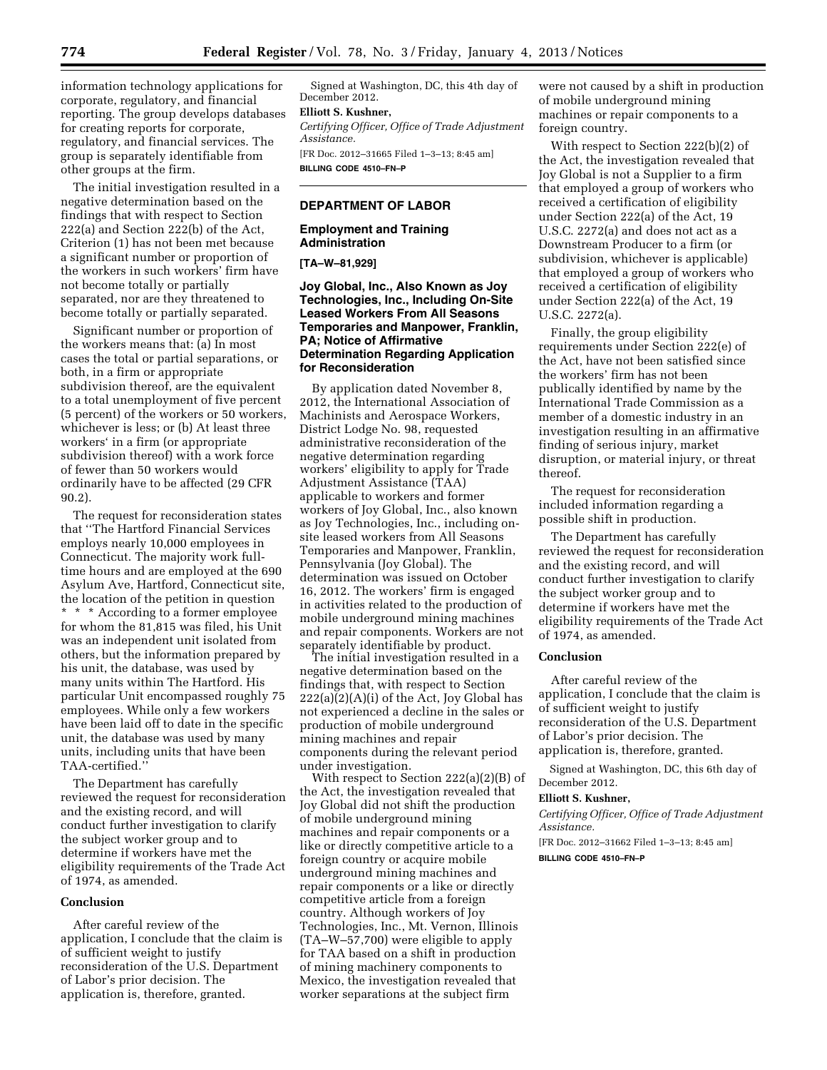information technology applications for corporate, regulatory, and financial reporting. The group develops databases for creating reports for corporate, regulatory, and financial services. The group is separately identifiable from other groups at the firm.

The initial investigation resulted in a negative determination based on the findings that with respect to Section 222(a) and Section 222(b) of the Act, Criterion (1) has not been met because a significant number or proportion of the workers in such workers' firm have not become totally or partially separated, nor are they threatened to become totally or partially separated.

Significant number or proportion of the workers means that: (a) In most cases the total or partial separations, or both, in a firm or appropriate subdivision thereof, are the equivalent to a total unemployment of five percent (5 percent) of the workers or 50 workers, whichever is less; or (b) At least three workers' in a firm (or appropriate subdivision thereof) with a work force of fewer than 50 workers would ordinarily have to be affected (29 CFR 90.2).

The request for reconsideration states that ''The Hartford Financial Services employs nearly 10,000 employees in Connecticut. The majority work full-time hours and are employed at the 690 Asylum Ave, Hartford, Connecticut site, the location of the petition in question * * * According to a former employee for whom the 81,815 was filed, his Unit was an independent unit isolated from others, but the information prepared by his unit, the database, was used by many units within The Hartford. His particular Unit encompassed roughly 75 employees. While only a few workers have been laid off to date in the specific unit, the database was used by many units, including units that have been TAA-certified.''

The Department has carefully reviewed the request for reconsideration and the existing record, and will conduct further investigation to clarify the subject worker group and to determine if workers have met the eligibility requirements of the Trade Act of 1974, as amended.

**Conclusion**

After careful review of the application, I conclude that the claim is of sufficient weight to justify reconsideration of the U.S. Department of Labor's prior decision. The application is, therefore, granted.

Signed at Washington, DC, this 4th day of December 2012.

**Elliott S. Kushner,**

*Certifying Officer, Office of Trade Adjustment Assistance.*

[FR Doc. 2012–31665 Filed 1–3–13; 8:45 am]

**BILLING CODE 4510–FN–P**

## DEPARTMENT OF LABOR

### Employment and Training Administration

**[TA–W–81,929]**

### Joy Global, Inc., Also Known as Joy Technologies, Inc., Including On-Site Leased Workers From All Seasons Temporaries and Manpower, Franklin, PA; Notice of Affirmative Determination Regarding Application for Reconsideration

By application dated November 8, 2012, the International Association of Machinists and Aerospace Workers, District Lodge No. 98, requested administrative reconsideration of the negative determination regarding workers' eligibility to apply for Trade Adjustment Assistance (TAA) applicable to workers and former workers of Joy Global, Inc., also known as Joy Technologies, Inc., including on-site leased workers from All Seasons Temporaries and Manpower, Franklin, Pennsylvania (Joy Global). The determination was issued on October 16, 2012. The workers' firm is engaged in activities related to the production of mobile underground mining machines and repair components. Workers are not separately identifiable by product.

The initial investigation resulted in a negative determination based on the findings that, with respect to Section 222(a)(2)(A)(i) of the Act, Joy Global has not experienced a decline in the sales or production of mobile underground mining machines and repair components during the relevant period under investigation.

With respect to Section 222(a)(2)(B) of the Act, the investigation revealed that Joy Global did not shift the production of mobile underground mining machines and repair components or a like or directly competitive article to a foreign country or acquire mobile underground mining machines and repair components or a like or directly competitive article from a foreign country. Although workers of Joy Technologies, Inc., Mt. Vernon, Illinois (TA–W–57,700) were eligible to apply for TAA based on a shift in production of mining machinery components to Mexico, the investigation revealed that worker separations at the subject firm were not caused by a shift in production of mobile underground mining machines or repair components to a foreign country.

With respect to Section 222(b)(2) of the Act, the investigation revealed that Joy Global is not a Supplier to a firm that employed a group of workers who received a certification of eligibility under Section 222(a) of the Act, 19 U.S.C. 2272(a) and does not act as a Downstream Producer to a firm (or subdivision, whichever is applicable) that employed a group of workers who received a certification of eligibility under Section 222(a) of the Act, 19 U.S.C. 2272(a).

Finally, the group eligibility requirements under Section 222(e) of the Act, have not been satisfied since the workers' firm has not been publically identified by name by the International Trade Commission as a member of a domestic industry in an investigation resulting in an affirmative finding of serious injury, market disruption, or material injury, or threat thereof.

The request for reconsideration included information regarding a possible shift in production.

The Department has carefully reviewed the request for reconsideration and the existing record, and will conduct further investigation to clarify the subject worker group and to determine if workers have met the eligibility requirements of the Trade Act of 1974, as amended.

**Conclusion**

After careful review of the application, I conclude that the claim is of sufficient weight to justify reconsideration of the U.S. Department of Labor's prior decision. The application is, therefore, granted.

Signed at Washington, DC, this 6th day of December 2012.

**Elliott S. Kushner,**

*Certifying Officer, Office of Trade Adjustment Assistance.*

[FR Doc. 2012–31662 Filed 1–3–13; 8:45 am]

**BILLING CODE 4510–FN–P**